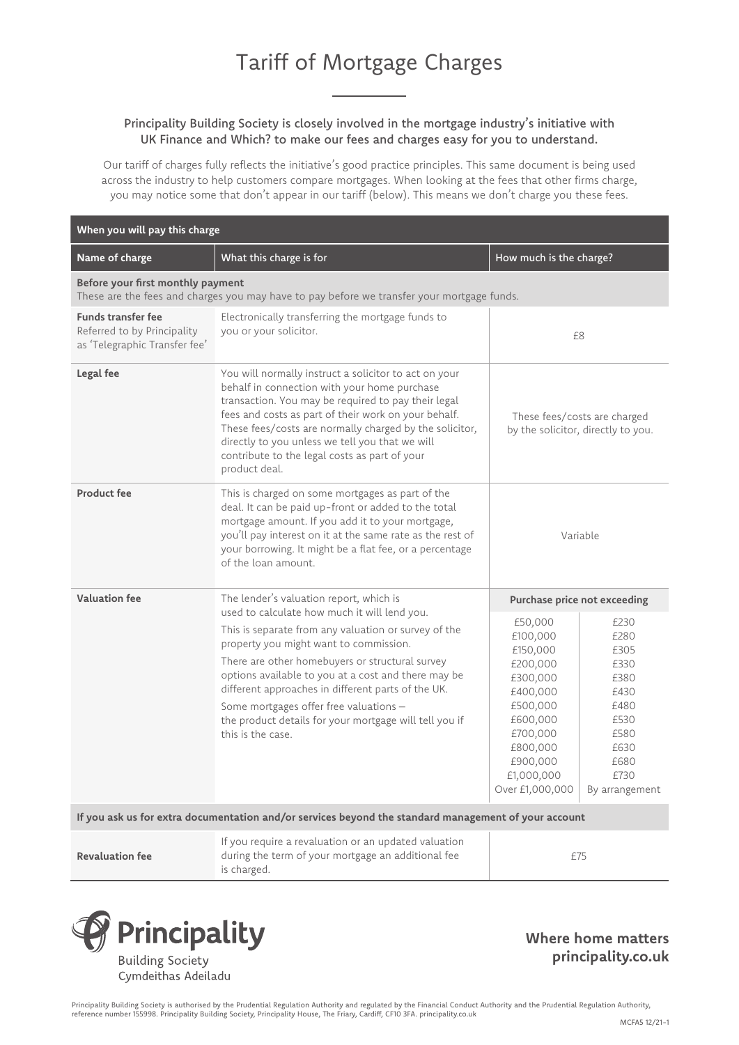# Tariff of Mortgage Charges

**Principality Building Society is closely involved in the mortgage industry's initiative with UK Finance and Which? to make our fees and charges easy for you to understand.**

Our tariff of charges fully reflects the initiative's good practice principles. This same document is being used across the industry to help customers compare mortgages. When looking at the fees that other firms charge, you may notice some that don't appear in our tariff (below). This means we don't charge you these fees.

| When you will pay this charge | | | |
|---|---|---|---|
| **Name of charge** | **What this charge is for** | **How much is the charge?** | |
| **Before your first monthly payment** These are the fees and charges you may have to pay before we transfer your mortgage funds. | | | |
| **Funds transfer fee** Referred to by Principality as 'Telegraphic Transfer fee' | Electronically transferring the mortgage funds to you or your solicitor. | £8 | |
| **Legal fee** | You will normally instruct a solicitor to act on your behalf in connection with your home purchase transaction. You may be required to pay their legal fees and costs as part of their work on your behalf. These fees/costs are normally charged by the solicitor, directly to you unless we tell you that we will contribute to the legal costs as part of your product deal. | These fees/costs are charged by the solicitor, directly to you. | |
| **Product fee** | This is charged on some mortgages as part of the deal. It can be paid up-front or added to the total mortgage amount. If you add it to your mortgage, you'll pay interest on it at the same rate as the rest of your borrowing. It might be a flat fee, or a percentage of the loan amount. | Variable | |
| **Valuation fee** | The lender's valuation report, which is used to calculate how much it will lend you. This is separate from any valuation or survey of the property you might want to commission. There are other homebuyers or structural survey options available to you at a cost and there may be different approaches in different parts of the UK. Some mortgages offer free valuations – the product details for your mortgage will tell you if this is the case. | **Purchase price not exceeding** | |
| | | £50,000 | £230 |
| | | £100,000 | £280 |
| | | £150,000 | £305 |
| | | £200,000 | £330 |
| | | £300,000 | £380 |
| | | £400,000 | £430 |
| | | £500,000 | £480 |
| | | £600,000 | £530 |
| | | £700,000 | £580 |
| | | £800,000 | £630 |
| | | £900,000 | £680 |
| | | £1,000,000 | £730 |
| | | Over £1,000,000 | By arrangement |
| **If you ask us for extra documentation and/or services beyond the standard management of your account** | | | |
| **Revaluation fee** | If you require a revaluation or an updated valuation during the term of your mortgage an additional fee is charged. | £75 | |

**Principality** Building Society Cymdeithas Adeiladu

**Where home matters**
**principality.co.uk**

Principality Building Society is authorised by the Prudential Regulation Authority and regulated by the Financial Conduct Authority and the Prudential Regulation Authority, reference number 155998. Principality Building Society, Principality House, The Friary, Cardiff, CF10 3FA. principality.co.uk

MCFA5 12/21-1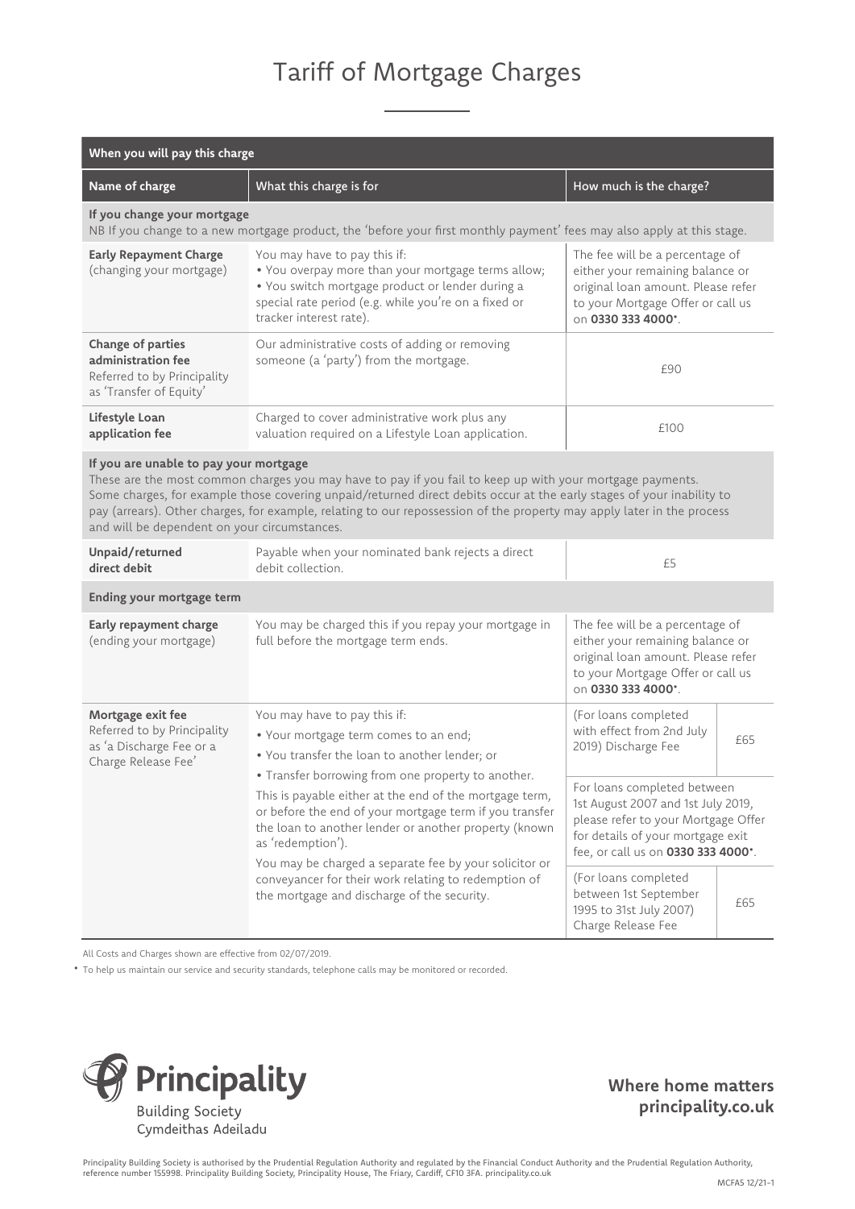# Tariff of Mortgage Charges

| When you will pay this charge | | |
|---|---|---|
| **Name of charge** | **What this charge is for** | **How much is the charge?** |
| **If you change your mortgage** NB If you change to a new mortgage product, the 'before your first monthly payment' fees may also apply at this stage. | | |
| **Early Repayment Charge** (changing your mortgage) | You may have to pay this if: • You overpay more than your mortgage terms allow; • You switch mortgage product or lender during a special rate period (e.g. while you're on a fixed or tracker interest rate). | The fee will be a percentage of either your remaining balance or original loan amount. Please refer to your Mortgage Offer or call us on **0330 333 4000***. |
| **Change of parties administration fee** Referred to by Principality as 'Transfer of Equity' | Our administrative costs of adding or removing someone (a 'party') from the mortgage. | £90 |
| **Lifestyle Loan application fee** | Charged to cover administrative work plus any valuation required on a Lifestyle Loan application. | £100 |
| **If you are unable to pay your mortgage** These are the most common charges you may have to pay if you fail to keep up with your mortgage payments. Some charges, for example those covering unpaid/returned direct debits occur at the early stages of your inability to pay (arrears). Other charges, for example, relating to our repossession of the property may apply later in the process and will be dependent on your circumstances. | | |
| **Unpaid/returned direct debit** | Payable when your nominated bank rejects a direct debit collection. | £5 |
| **Ending your mortgage term** | | |
| **Early repayment charge** (ending your mortgage) | You may be charged this if you repay your mortgage in full before the mortgage term ends. | The fee will be a percentage of either your remaining balance or original loan amount. Please refer to your Mortgage Offer or call us on **0330 333 4000***. |
| **Mortgage exit fee** Referred to by Principality as 'a Discharge Fee or a Charge Release Fee' | You may have to pay this if: • Your mortgage term comes to an end; • You transfer the loan to another lender; or • Transfer borrowing from one property to another. This is payable either at the end of the mortgage term, or before the end of your mortgage term if you transfer the loan to another lender or another property (known as 'redemption'). You may be charged a separate fee by your solicitor or conveyancer for their work relating to redemption of the mortgage and discharge of the security. | (For loans completed with effect from 2nd July 2019) Discharge Fee: £65 For loans completed between 1st August 2007 and 1st July 2019, please refer to your Mortgage Offer for details of your mortgage exit fee, or call us on **0330 333 4000***. (For loans completed between 1st September 1995 to 31st July 2007) Charge Release Fee: £65 |

All Costs and Charges shown are effective from 02/07/2019.

* To help us maintain our service and security standards, telephone calls may be monitored or recorded.

Principality Building Society
Cymdeithas Adeiladu

**Where home matters**
**principality.co.uk**

Principality Building Society is authorised by the Prudential Regulation Authority and regulated by the Financial Conduct Authority and the Prudential Regulation Authority, reference number 155998. Principality Building Society, Principality House, The Friary, Cardiff, CF10 3FA. principality.co.uk

MCFA5 12/21-1